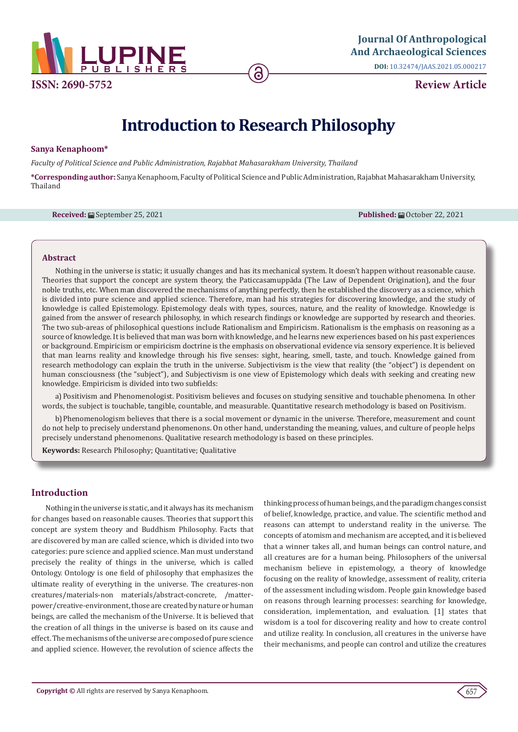Journal Of Anthropological And Archaeological Sciences

DOI: 10.32474/JAAS.2021.05.000217

ISSN: 2690-5752

Review Article

# Introduction to Research Philosophy

**Sanya Kenaphoom***

*Faculty of Political Science and Public Administration, Rajabhat Mahasarakham University, Thailand*

***Corresponding author:** Sanya Kenaphoom, Faculty of Political Science and Public Administration, Rajabhat Mahasarakham University, Thailand

**Received:** September 25, 2021 **Published:** October 22, 2021

## Abstract

Nothing in the universe is static; it usually changes and has its mechanical system. It doesn't happen without reasonable cause. Theories that support the concept are system theory, the Paticcasamuppāda (The Law of Dependent Origination), and the four noble truths, etc. When man discovered the mechanisms of anything perfectly, then he established the discovery as a science, which is divided into pure science and applied science. Therefore, man had his strategies for discovering knowledge, and the study of knowledge is called Epistemology. Epistemology deals with types, sources, nature, and the reality of knowledge. Knowledge is gained from the answer of research philosophy, in which research findings or knowledge are supported by research and theories. The two sub-areas of philosophical questions include Rationalism and Empiricism. Rationalism is the emphasis on reasoning as a source of knowledge. It is believed that man was born with knowledge, and he learns new experiences based on his past experiences or background. Empiricism or empiricism doctrine is the emphasis on observational evidence via sensory experience. It is believed that man learns reality and knowledge through his five senses: sight, hearing, smell, taste, and touch. Knowledge gained from research methodology can explain the truth in the universe. Subjectivism is the view that reality (the "object") is dependent on human consciousness (the "subject"), and Subjectivism is one view of Epistemology which deals with seeking and creating new knowledge. Empiricism is divided into two subfields:

a) Positivism and Phenomenologist. Positivism believes and focuses on studying sensitive and touchable phenomena. In other words, the subject is touchable, tangible, countable, and measurable. Quantitative research methodology is based on Positivism.

b) Phenomenologism believes that there is a social movement or dynamic in the universe. Therefore, measurement and count do not help to precisely understand phenomenons. On other hand, understanding the meaning, values, and culture of people helps precisely understand phenomenons. Qualitative research methodology is based on these principles.

**Keywords:** Research Philosophy; Quantitative; Qualitative

## Introduction

Nothing in the universe is static, and it always has its mechanism for changes based on reasonable causes. Theories that support this concept are system theory and Buddhism Philosophy. Facts that are discovered by man are called science, which is divided into two categories: pure science and applied science. Man must understand precisely the reality of things in the universe, which is called Ontology. Ontology is one field of philosophy that emphasizes the ultimate reality of everything in the universe. The creatures-non creatures/materials-non materials/abstract-concrete, /matter-power/creative-environment, those are created by nature or human beings, are called the mechanism of the Universe. It is believed that the creation of all things in the universe is based on its cause and effect. The mechanisms of the universe are composed of pure science and applied science. However, the revolution of science affects the thinking process of human beings, and the paradigm changes consist of belief, knowledge, practice, and value. The scientific method and reasons can attempt to understand reality in the universe. The concepts of atomism and mechanism are accepted, and it is believed that a winner takes all, and human beings can control nature, and all creatures are for a human being. Philosophers of the universal mechanism believe in epistemology, a theory of knowledge focusing on the reality of knowledge, assessment of reality, criteria of the assessment including wisdom. People gain knowledge based on reasons through learning processes: searching for knowledge, consideration, implementation, and evaluation. [1] states that wisdom is a tool for discovering reality and how to create control and utilize reality. In conclusion, all creatures in the universe have their mechanisms, and people can control and utilize the creatures

**Copyright ©** All rights are reserved by Sanya Kenaphoom.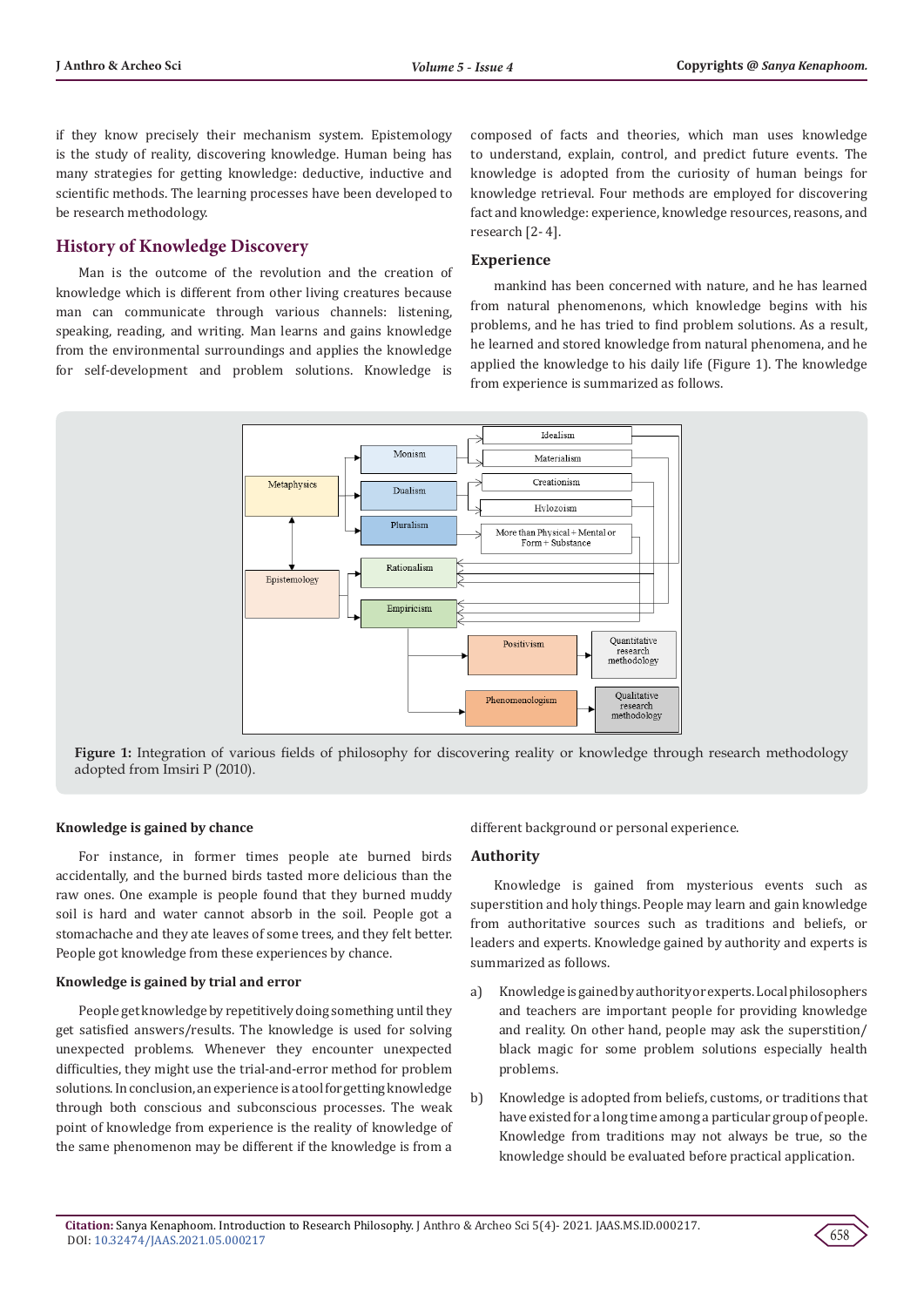if they know precisely their mechanism system. Epistemology is the study of reality, discovering knowledge. Human being has many strategies for getting knowledge: deductive, inductive and scientific methods. The learning processes have been developed to be research methodology.

## History of Knowledge Discovery

Man is the outcome of the revolution and the creation of knowledge which is different from other living creatures because man can communicate through various channels: listening, speaking, reading, and writing. Man learns and gains knowledge from the environmental surroundings and applies the knowledge for self-development and problem solutions. Knowledge is composed of facts and theories, which man uses knowledge to understand, explain, control, and predict future events. The knowledge is adopted from the curiosity of human beings for knowledge retrieval. Four methods are employed for discovering fact and knowledge: experience, knowledge resources, reasons, and research [2-4].

### Experience

mankind has been concerned with nature, and he has learned from natural phenomenons, which knowledge begins with his problems, and he has tried to find problem solutions. As a result, he learned and stored knowledge from natural phenomena, and he applied the knowledge to his daily life (Figure 1). The knowledge from experience is summarized as follows.

**Figure 1:** Integration of various fields of philosophy for discovering reality or knowledge through research methodology adopted from Imsiri P (2010).

**Knowledge is gained by chance**

For instance, in former times people ate burned birds accidentally, and the burned birds tasted more delicious than the raw ones. One example is people found that they burned muddy soil is hard and water cannot absorb in the soil. People got a stomachache and they ate leaves of some trees, and they felt better. People got knowledge from these experiences by chance.

**Knowledge is gained by trial and error**

People get knowledge by repetitively doing something until they get satisfied answers/results. The knowledge is used for solving unexpected problems. Whenever they encounter unexpected difficulties, they might use the trial-and-error method for problem solutions. In conclusion, an experience is a tool for getting knowledge through both conscious and subconscious processes. The weak point of knowledge from experience is the reality of knowledge of the same phenomenon may be different if the knowledge is from a different background or personal experience.

### Authority

Knowledge is gained from mysterious events such as superstition and holy things. People may learn and gain knowledge from authoritative sources such as traditions and beliefs, or leaders and experts. Knowledge gained by authority and experts is summarized as follows.

a) Knowledge is gained by authority or experts. Local philosophers and teachers are important people for providing knowledge and reality. On other hand, people may ask the superstition/black magic for some problem solutions especially health problems.

b) Knowledge is adopted from beliefs, customs, or traditions that have existed for a long time among a particular group of people. Knowledge from traditions may not always be true, so the knowledge should be evaluated before practical application.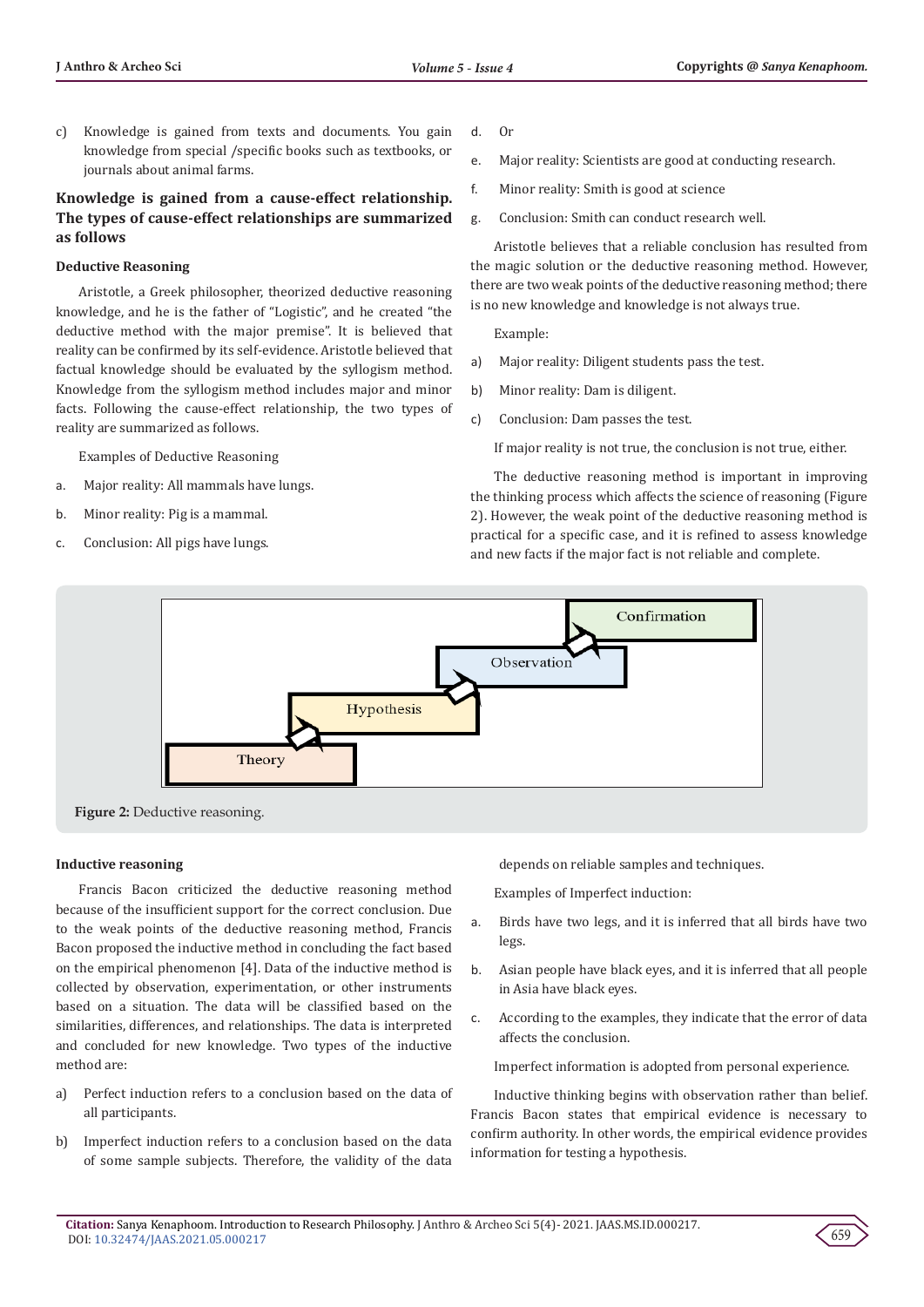c) Knowledge is gained from texts and documents. You gain knowledge from special /specific books such as textbooks, or journals about animal farms.

### Knowledge is gained from a cause-effect relationship. The types of cause-effect relationships are summarized as follows

#### Deductive Reasoning

Aristotle, a Greek philosopher, theorized deductive reasoning knowledge, and he is the father of "Logistic", and he created "the deductive method with the major premise". It is believed that reality can be confirmed by its self-evidence. Aristotle believed that factual knowledge should be evaluated by the syllogism method. Knowledge from the syllogism method includes major and minor facts. Following the cause-effect relationship, the two types of reality are summarized as follows.

Examples of Deductive Reasoning

a. Major reality: All mammals have lungs.

b. Minor reality: Pig is a mammal.

c. Conclusion: All pigs have lungs.

d. Or

e. Major reality: Scientists are good at conducting research.

f. Minor reality: Smith is good at science

g. Conclusion: Smith can conduct research well.

Aristotle believes that a reliable conclusion has resulted from the magic solution or the deductive reasoning method. However, there are two weak points of the deductive reasoning method; there is no new knowledge and knowledge is not always true.

Example:

a) Major reality: Diligent students pass the test.

b) Minor reality: Dam is diligent.

c) Conclusion: Dam passes the test.

If major reality is not true, the conclusion is not true, either.

The deductive reasoning method is important in improving the thinking process which affects the science of reasoning (Figure 2). However, the weak point of the deductive reasoning method is practical for a specific case, and it is refined to assess knowledge and new facts if the major fact is not reliable and complete.

Theory → Hypothesis → Observation → Confirmation

**Figure 2:** Deductive reasoning.

#### Inductive reasoning

Francis Bacon criticized the deductive reasoning method because of the insufficient support for the correct conclusion. Due to the weak points of the deductive reasoning method, Francis Bacon proposed the inductive method in concluding the fact based on the empirical phenomenon [4]. Data of the inductive method is collected by observation, experimentation, or other instruments based on a situation. The data will be classified based on the similarities, differences, and relationships. The data is interpreted and concluded for new knowledge. Two types of the inductive method are:

a) Perfect induction refers to a conclusion based on the data of all participants.

b) Imperfect induction refers to a conclusion based on the data of some sample subjects. Therefore, the validity of the data depends on reliable samples and techniques.

Examples of Imperfect induction:

a. Birds have two legs, and it is inferred that all birds have two legs.

b. Asian people have black eyes, and it is inferred that all people in Asia have black eyes.

c. According to the examples, they indicate that the error of data affects the conclusion.

Imperfect information is adopted from personal experience.

Inductive thinking begins with observation rather than belief. Francis Bacon states that empirical evidence is necessary to confirm authority. In other words, the empirical evidence provides information for testing a hypothesis.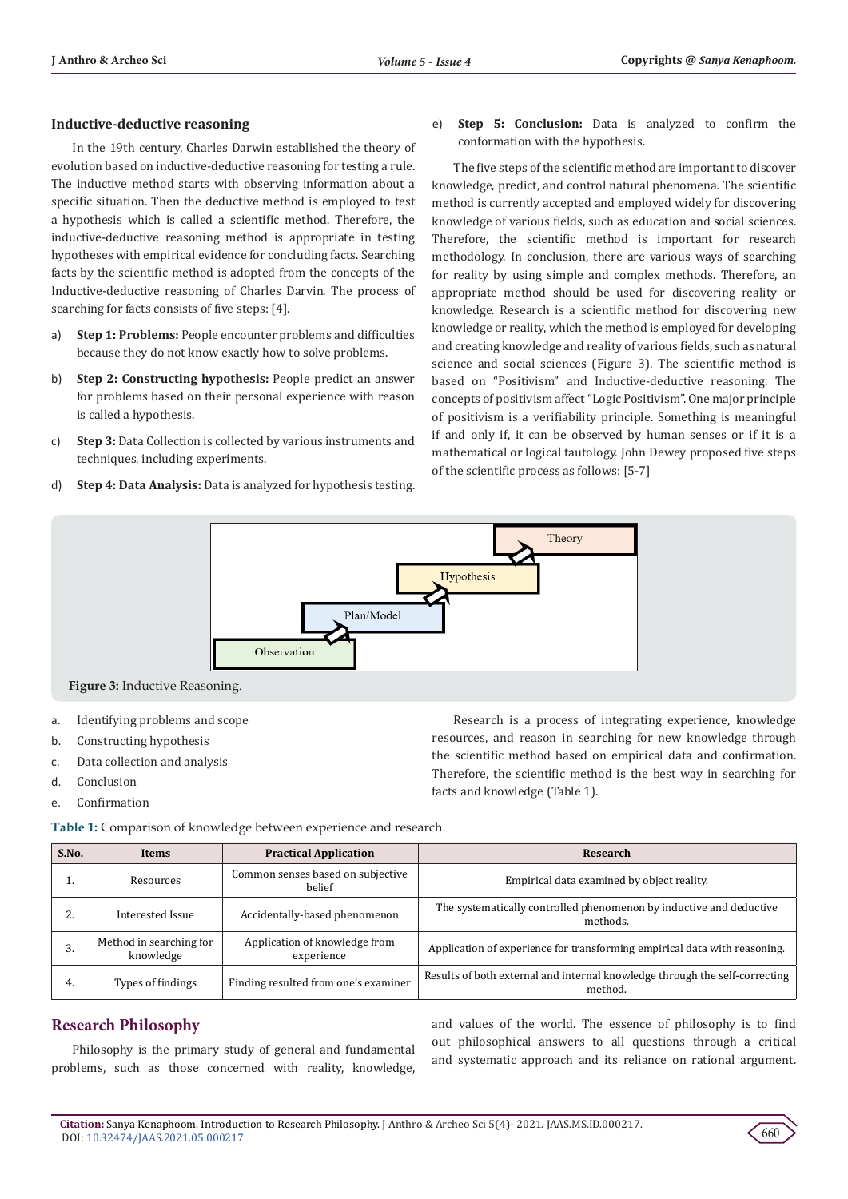### Inductive-deductive reasoning

In the 19th century, Charles Darwin established the theory of evolution based on inductive-deductive reasoning for testing a rule. The inductive method starts with observing information about a specific situation. Then the deductive method is employed to test a hypothesis which is called a scientific method. Therefore, the inductive-deductive reasoning method is appropriate in testing hypotheses with empirical evidence for concluding facts. Searching facts by the scientific method is adopted from the concepts of the Inductive-deductive reasoning of Charles Darvin. The process of searching for facts consists of five steps: [4].

a) **Step 1: Problems:** People encounter problems and difficulties because they do not know exactly how to solve problems.

b) **Step 2: Constructing hypothesis:** People predict an answer for problems based on their personal experience with reason is called a hypothesis.

c) **Step 3:** Data Collection is collected by various instruments and techniques, including experiments.

d) **Step 4: Data Analysis:** Data is analyzed for hypothesis testing.

e) **Step 5: Conclusion:** Data is analyzed to confirm the conformation with the hypothesis.

The five steps of the scientific method are important to discover knowledge, predict, and control natural phenomena. The scientific method is currently accepted and employed widely for discovering knowledge of various fields, such as education and social sciences. Therefore, the scientific method is important for research methodology. In conclusion, there are various ways of searching for reality by using simple and complex methods. Therefore, an appropriate method should be used for discovering reality or knowledge. Research is a scientific method for discovering new knowledge or reality, which the method is employed for developing and creating knowledge and reality of various fields, such as natural science and social sciences (Figure 3). The scientific method is based on "Positivism" and Inductive-deductive reasoning. The concepts of positivism affect "Logic Positivism". One major principle of positivism is a verifiability principle. Something is meaningful if and only if, it can be observed by human senses or if it is a mathematical or logical tautology. John Dewey proposed five steps of the scientific process as follows: [5-7]

Observation → Plan/Model → Hypothesis → Theory

**Figure 3:** Inductive Reasoning.

a. Identifying problems and scope

b. Constructing hypothesis

c. Data collection and analysis

d. Conclusion

e. Confirmation

Research is a process of integrating experience, knowledge resources, and reason in searching for new knowledge through the scientific method based on empirical data and confirmation. Therefore, the scientific method is the best way in searching for facts and knowledge (Table 1).

**Table 1:** Comparison of knowledge between experience and research.

| S.No. | Items | Practical Application | Research |
|---|---|---|---|
| 1. | Resources | Common senses based on subjective belief | Empirical data examined by object reality. |
| 2. | Interested Issue | Accidentally-based phenomenon | The systematically controlled phenomenon by inductive and deductive methods. |
| 3. | Method in searching for knowledge | Application of knowledge from experience | Application of experience for transforming empirical data with reasoning. |
| 4. | Types of findings | Finding resulted from one's examiner | Results of both external and internal knowledge through the self-correcting method. |

## Research Philosophy

Philosophy is the primary study of general and fundamental problems, such as those concerned with reality, knowledge, and values of the world. The essence of philosophy is to find out philosophical answers to all questions through a critical and systematic approach and its reliance on rational argument.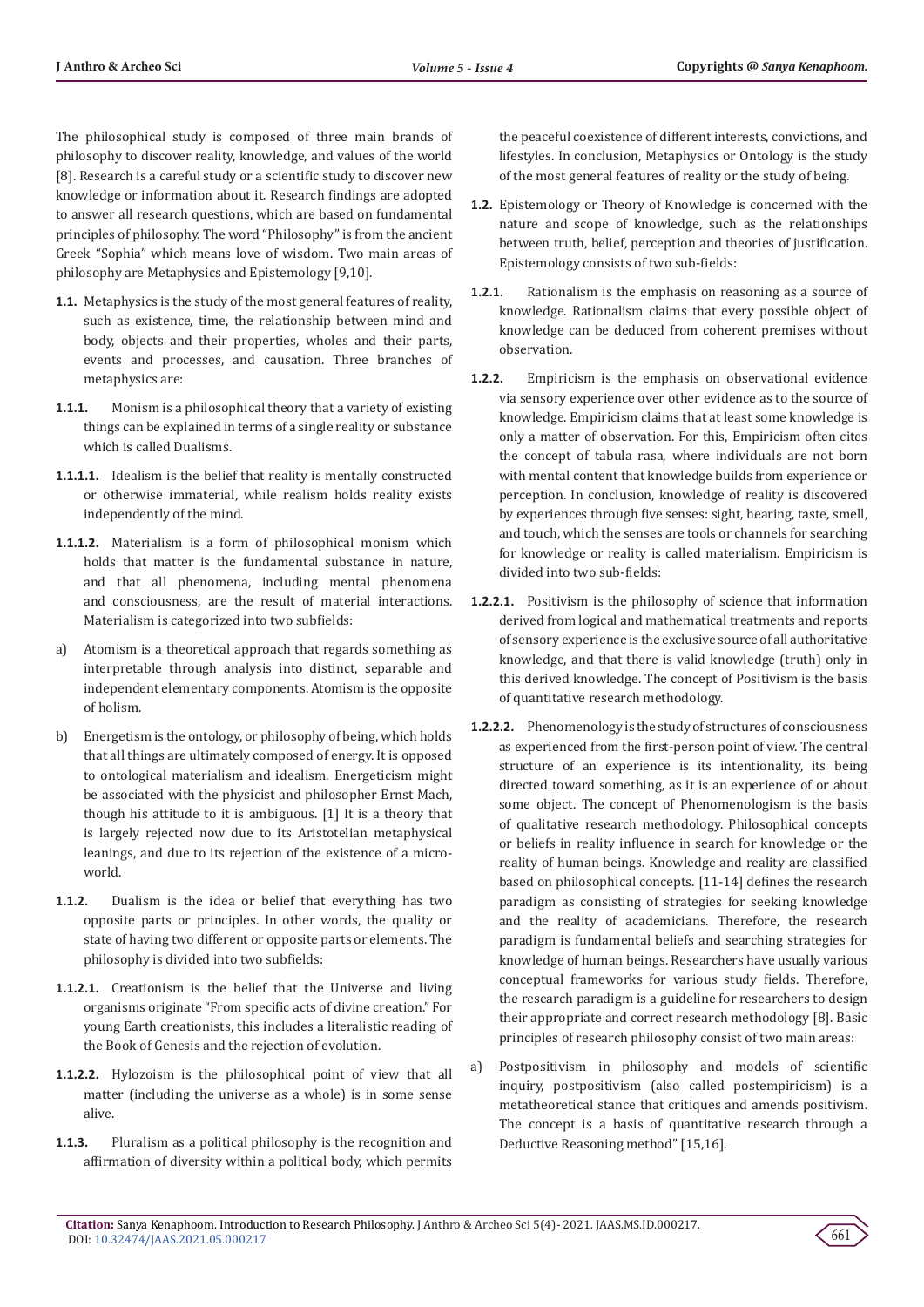The philosophical study is composed of three main brands of philosophy to discover reality, knowledge, and values of the world [8]. Research is a careful study or a scientific study to discover new knowledge or information about it. Research findings are adopted to answer all research questions, which are based on fundamental principles of philosophy. The word "Philosophy" is from the ancient Greek "Sophia" which means love of wisdom. Two main areas of philosophy are Metaphysics and Epistemology [9,10].

**1.1.** Metaphysics is the study of the most general features of reality, such as existence, time, the relationship between mind and body, objects and their properties, wholes and their parts, events and processes, and causation. Three branches of metaphysics are:

**1.1.1.** Monism is a philosophical theory that a variety of existing things can be explained in terms of a single reality or substance which is called Dualisms.

**1.1.1.1.** Idealism is the belief that reality is mentally constructed or otherwise immaterial, while realism holds reality exists independently of the mind.

**1.1.1.2.** Materialism is a form of philosophical monism which holds that matter is the fundamental substance in nature, and that all phenomena, including mental phenomena and consciousness, are the result of material interactions. Materialism is categorized into two subfields:

a) Atomism is a theoretical approach that regards something as interpretable through analysis into distinct, separable and independent elementary components. Atomism is the opposite of holism.

b) Energetism is the ontology, or philosophy of being, which holds that all things are ultimately composed of energy. It is opposed to ontological materialism and idealism. Energeticism might be associated with the physicist and philosopher Ernst Mach, though his attitude to it is ambiguous. [1] It is a theory that is largely rejected now due to its Aristotelian metaphysical leanings, and due to its rejection of the existence of a micro-world.

**1.1.2.** Dualism is the idea or belief that everything has two opposite parts or principles. In other words, the quality or state of having two different or opposite parts or elements. The philosophy is divided into two subfields:

**1.1.2.1.** Creationism is the belief that the Universe and living organisms originate "From specific acts of divine creation." For young Earth creationists, this includes a literalistic reading of the Book of Genesis and the rejection of evolution.

**1.1.2.2.** Hylozoism is the philosophical point of view that all matter (including the universe as a whole) is in some sense alive.

**1.1.3.** Pluralism as a political philosophy is the recognition and affirmation of diversity within a political body, which permits the peaceful coexistence of different interests, convictions, and lifestyles. In conclusion, Metaphysics or Ontology is the study of the most general features of reality or the study of being.

**1.2.** Epistemology or Theory of Knowledge is concerned with the nature and scope of knowledge, such as the relationships between truth, belief, perception and theories of justification. Epistemology consists of two sub-fields:

**1.2.1.** Rationalism is the emphasis on reasoning as a source of knowledge. Rationalism claims that every possible object of knowledge can be deduced from coherent premises without observation.

**1.2.2.** Empiricism is the emphasis on observational evidence via sensory experience over other evidence as to the source of knowledge. Empiricism claims that at least some knowledge is only a matter of observation. For this, Empiricism often cites the concept of tabula rasa, where individuals are not born with mental content that knowledge builds from experience or perception. In conclusion, knowledge of reality is discovered by experiences through five senses: sight, hearing, taste, smell, and touch, which the senses are tools or channels for searching for knowledge or reality is called materialism. Empiricism is divided into two sub-fields:

**1.2.2.1.** Positivism is the philosophy of science that information derived from logical and mathematical treatments and reports of sensory experience is the exclusive source of all authoritative knowledge, and that there is valid knowledge (truth) only in this derived knowledge. The concept of Positivism is the basis of quantitative research methodology.

**1.2.2.2.** Phenomenology is the study of structures of consciousness as experienced from the first-person point of view. The central structure of an experience is its intentionality, its being directed toward something, as it is an experience of or about some object. The concept of Phenomenologism is the basis of qualitative research methodology. Philosophical concepts or beliefs in reality influence in search for knowledge or the reality of human beings. Knowledge and reality are classified based on philosophical concepts. [11-14] defines the research paradigm as consisting of strategies for seeking knowledge and the reality of academicians. Therefore, the research paradigm is fundamental beliefs and searching strategies for knowledge of human beings. Researchers have usually various conceptual frameworks for various study fields. Therefore, the research paradigm is a guideline for researchers to design their appropriate and correct research methodology [8]. Basic principles of research philosophy consist of two main areas:

a) Postpositivism in philosophy and models of scientific inquiry, postpositivism (also called postempiricism) is a metatheoretical stance that critiques and amends positivism. The concept is a basis of quantitative research through a Deductive Reasoning method" [15,16].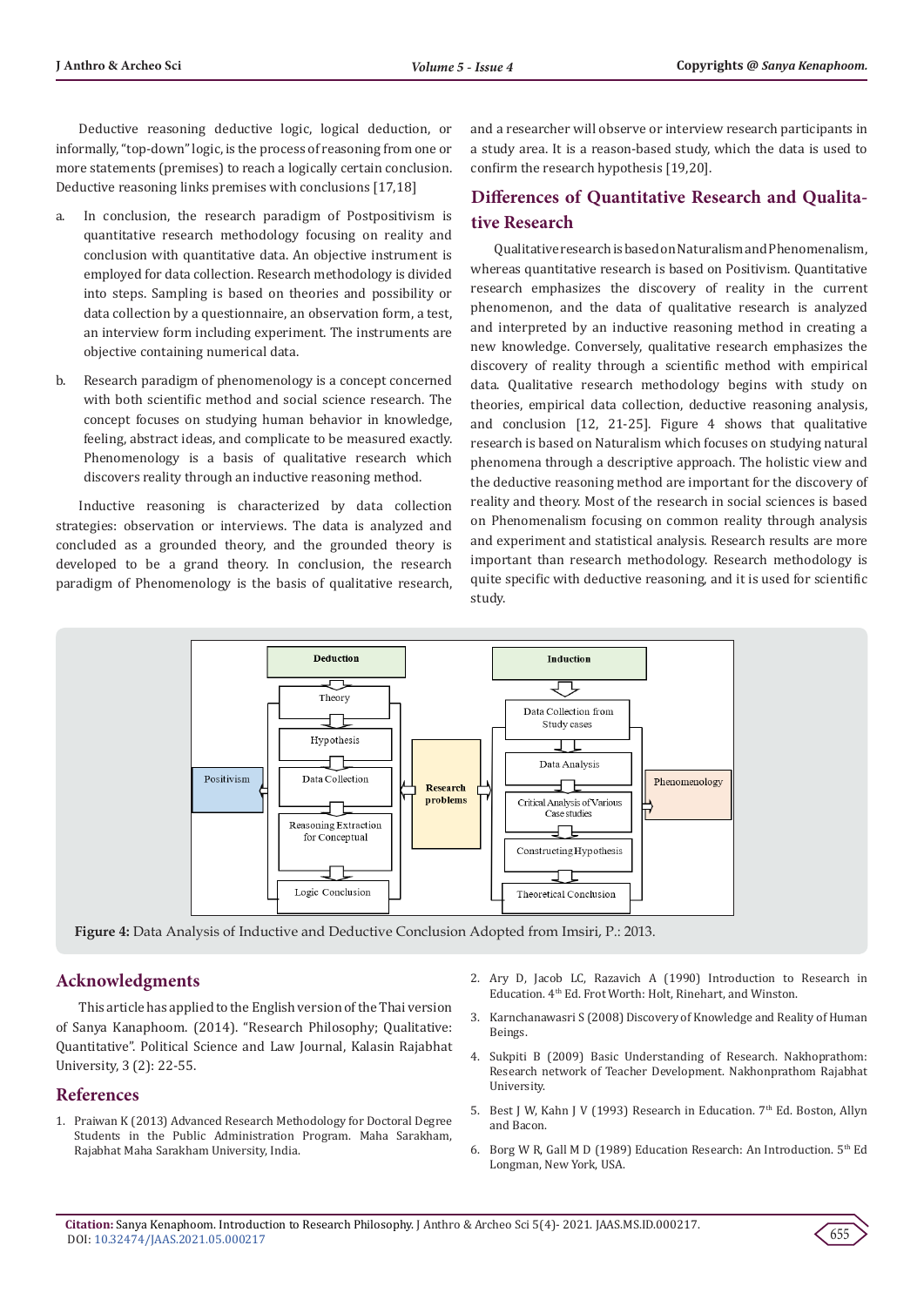Deductive reasoning deductive logic, logical deduction, or informally, "top-down" logic, is the process of reasoning from one or more statements (premises) to reach a logically certain conclusion. Deductive reasoning links premises with conclusions [17,18]

a. In conclusion, the research paradigm of Postpositivism is quantitative research methodology focusing on reality and conclusion with quantitative data. An objective instrument is employed for data collection. Research methodology is divided into steps. Sampling is based on theories and possibility or data collection by a questionnaire, an observation form, a test, an interview form including experiment. The instruments are objective containing numerical data.

b. Research paradigm of phenomenology is a concept concerned with both scientific method and social science research. The concept focuses on studying human behavior in knowledge, feeling, abstract ideas, and complicate to be measured exactly. Phenomenology is a basis of qualitative research which discovers reality through an inductive reasoning method.

Inductive reasoning is characterized by data collection strategies: observation or interviews. The data is analyzed and concluded as a grounded theory, and the grounded theory is developed to be a grand theory. In conclusion, the research paradigm of Phenomenology is the basis of qualitative research, and a researcher will observe or interview research participants in a study area. It is a reason-based study, which the data is used to confirm the research hypothesis [19,20].

## Differences of Quantitative Research and Qualitative Research

Qualitative research is based on Naturalism and Phenomenalism, whereas quantitative research is based on Positivism. Quantitative research emphasizes the discovery of reality in the current phenomenon, and the data of qualitative research is analyzed and interpreted by an inductive reasoning method in creating a new knowledge. Conversely, qualitative research emphasizes the discovery of reality through a scientific method with empirical data. Qualitative research methodology begins with study on theories, empirical data collection, deductive reasoning analysis, and conclusion [12, 21-25]. Figure 4 shows that qualitative research is based on Naturalism which focuses on studying natural phenomena through a descriptive approach. The holistic view and the deductive reasoning method are important for the discovery of reality and theory. Most of the research in social sciences is based on Phenomenalism focusing on common reality through analysis and experiment and statistical analysis. Research results are more important than research methodology. Research methodology is quite specific with deductive reasoning, and it is used for scientific study.

**Figure 4:** Data Analysis of Inductive and Deductive Conclusion Adopted from Imsiri, P.: 2013.

## Acknowledgments

This article has applied to the English version of the Thai version of Sanya Kanaphoom. (2014). "Research Philosophy; Qualitative: Quantitative". Political Science and Law Journal, Kalasin Rajabhat University, 3 (2): 22-55.

## References

1. Praiwan K (2013) Advanced Research Methodology for Doctoral Degree Students in the Public Administration Program. Maha Sarakham, Rajabhat Maha Sarakham University, India.
2. Ary D, Jacob LC, Razavich A (1990) Introduction to Research in Education. 4th Ed. Frot Worth: Holt, Rinehart, and Winston.
3. Karnchanawasri S (2008) Discovery of Knowledge and Reality of Human Beings.
4. Sukpiti B (2009) Basic Understanding of Research. Nakhoprathom: Research network of Teacher Development. Nakhonprathom Rajabhat University.
5. Best J W, Kahn J V (1993) Research in Education. 7th Ed. Boston, Allyn and Bacon.
6. Borg W R, Gall M D (1989) Education Research: An Introduction. 5th Ed Longman, New York, USA.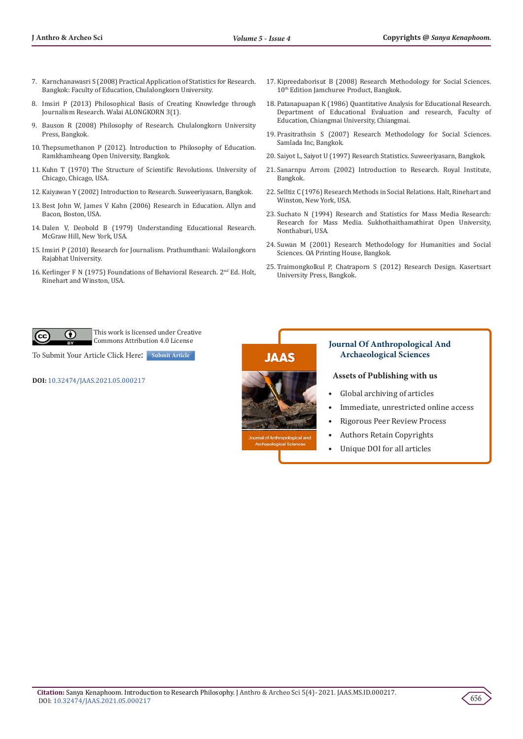7. Karnchanawasri S (2008) Practical Application of Statistics for Research. Bangkok: Faculty of Education, Chulalongkorn University.
8. Imsiri P (2013) Philosophical Basis of Creating Knowledge through Journalism Research. Walai ALONGKORN 3(1).
9. Bauson R (2008) Philosophy of Research. Chulalongkorn University Press, Bangkok.
10. Thepsumethanon P (2012). Introduction to Philosophy of Education. Ramkhamheang Open University, Bangkok.
11. Kuhn T (1970) The Structure of Scientific Revolutions. University of Chicago, Chicago, USA.
12. Kaiyawan Y (2002) Introduction to Research. Suweeriyasarn, Bangkok.
13. Best John W, James V Kahn (2006) Research in Education. Allyn and Bacon, Boston, USA.
14. Dalen V, Deobold B (1979) Understanding Educational Research. McGraw Hill, New York, USA.
15. Imsiri P (2010) Research for Journalism. Prathumthani: Walailongkorn Rajabhat University.
16. Kerlinger F N (1975) Foundations of Behavioral Research. 2nd Ed. Holt, Rinehart and Winston, USA.
17. Kipreedaborisut B (2008) Research Methodology for Social Sciences. 10th Edition Jamchuree Product, Bangkok.
18. Patanapuapan K (1986) Quantitative Analysis for Educational Research. Department of Educational Evaluation and research, Faculty of Education, Chiangmai University, Chiangmai.
19. Prasitrathsin S (2007) Research Methodology for Social Sciences. Samlada Inc, Bangkok.
20. Saiyot L, Saiyot U (1997) Research Statistics. Suweeriyasarn, Bangkok.
21. Sanarnpu Arrom (2002) Introduction to Research. Royal Institute, Bangkok.
22. Selltiz C (1976) Research Methods in Social Relations. Halt, Rinehart and Winston, New York, USA.
23. Suchato N (1994) Research and Statistics for Mass Media Research: Research for Mass Media. Sukhothaithamathirat Open University, Nonthaburi, USA.
24. Suwan M (2001) Research Methodology for Humanities and Social Sciences. OA Printing House, Bangkok.
25. Traimongkolkul P, Chatraporn S (2012) Research Design. Kasertsart University Press, Bangkok.

This work is licensed under Creative Commons Attribution 4.0 License

To Submit Your Article Click Here: Submit Article

**DOI:** 10.32474/JAAS.2021.05.000217

**Journal Of Anthropological And Archaeological Sciences**

**Assets of Publishing with us**

- Global archiving of articles
- Immediate, unrestricted online access
- Rigorous Peer Review Process
- Authors Retain Copyrights
- Unique DOI for all articles